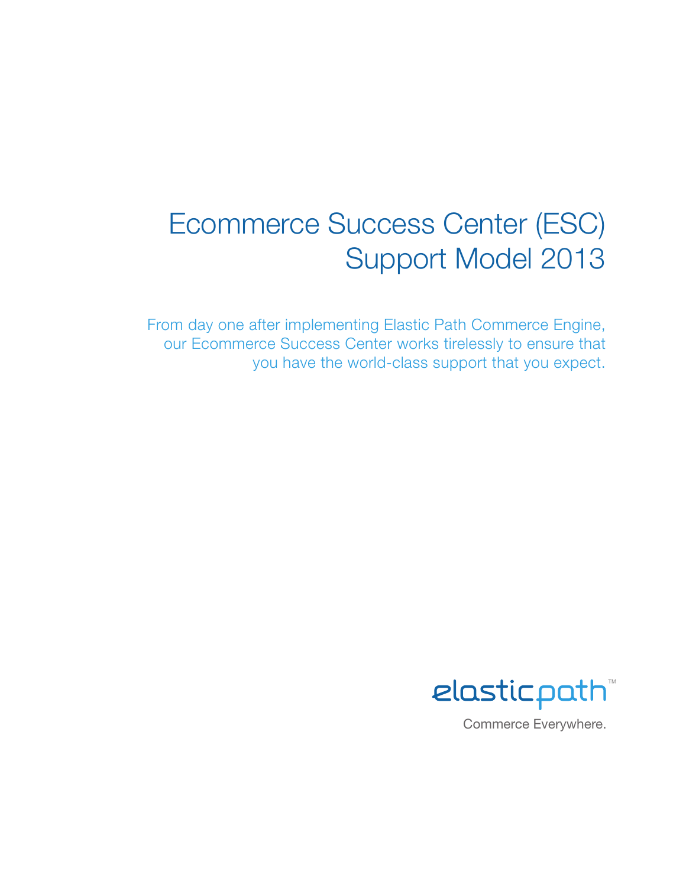# Ecommerce Success Center (ESC) Support Model 2013

From day one after implementing Elastic Path Commerce Engine, our Ecommerce Success Center works tirelessly to ensure that you have the world-class support that you expect.

elasticpath™

Commerce Everywhere.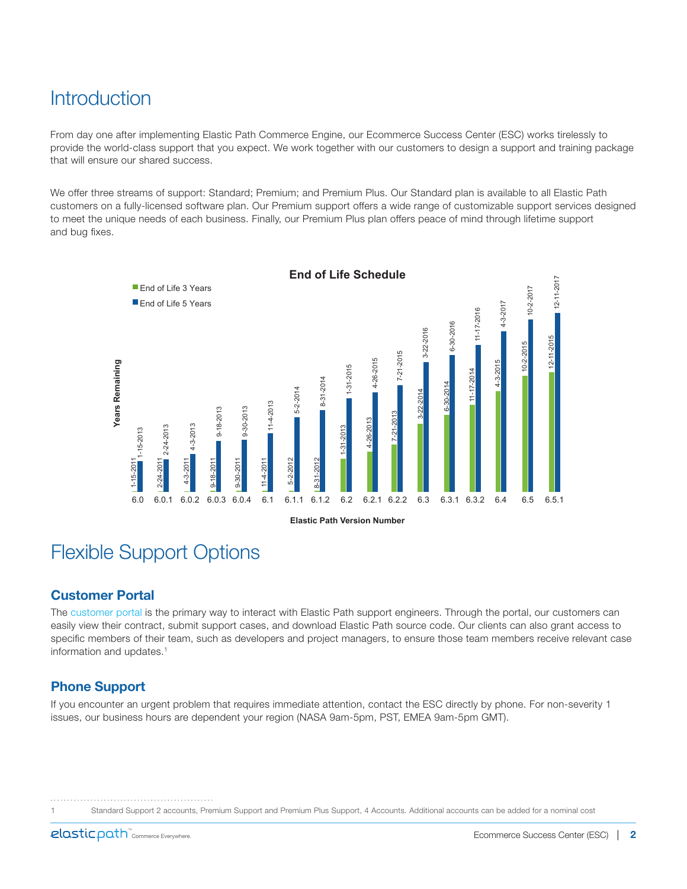# Introduction

From day one after implementing Elastic Path Commerce Engine, our Ecommerce Success Center (ESC) works tirelessly to provide the world-class support that you expect. We work together with our customers to design a support and training package that will ensure our shared success.

We offer three streams of support: Standard; Premium; and Premium Plus. Our Standard plan is available to all Elastic Path customers on a fully-licensed software plan. Our Premium support offers a wide range of customizable support services designed to meet the unique needs of each business. Finally, our Premium Plus plan offers peace of mind through lifetime support and bug fixes.

**End of Life Schedule**

| Elastic Path Version Number | End of Life 3 Years | End of Life 5 Years |
|---|---|---|
| 6.0 | 1-15-2011 | 1-15-2013 |
| 6.0.1 | 2-24-2011 | 2-24-2013 |
| 6.0.2 | 4-3-2011 | 4-3-2013 |
| 6.0.3 | 9-18-2011 | 9-18-2013 |
| 6.0.4 | 9-30-2011 | 9-30-2013 |
| 6.1 | 11-4-2011 | 11-4-2013 |
| 6.1.1 | 5-2-2012 | 5-2-2014 |
| 6.1.2 | 8-31-2012 | 8-31-2014 |
| 6.2 | 1-31-2013 | 1-31-2015 |
| 6.2.1 | 4-26-2013 | 4-26-2015 |
| 6.2.2 | 7-21-2013 | 7-21-2015 |
| 6.3 | 3-22-2014 | 3-22-2016 |
| 6.3.1 | 6-30-2014 | 6-30-2016 |
| 6.3.2 | 11-17-2014 | 11-17-2016 |
| 6.4 | 4-3-2015 | 4-3-2017 |
| 6.5 | 10-2-2015 | 10-2-2017 |
| 6.5.1 | 12-11-2015 | 12-11-2017 |

# Flexible Support Options

## Customer Portal

The customer portal is the primary way to interact with Elastic Path support engineers. Through the portal, our customers can easily view their contract, submit support cases, and download Elastic Path source code. Our clients can also grant access to specific members of their team, such as developers and project managers, to ensure those team members receive relevant case information and updates.[1]

## Phone Support

If you encounter an urgent problem that requires immediate attention, contact the ESC directly by phone. For non-severity 1 issues, our business hours are dependent your region (NASA 9am-5pm, PST, EMEA 9am-5pm GMT).

[1] Standard Support 2 accounts, Premium Support and Premium Plus Support, 4 Accounts. Additional accounts can be added for a nominal cost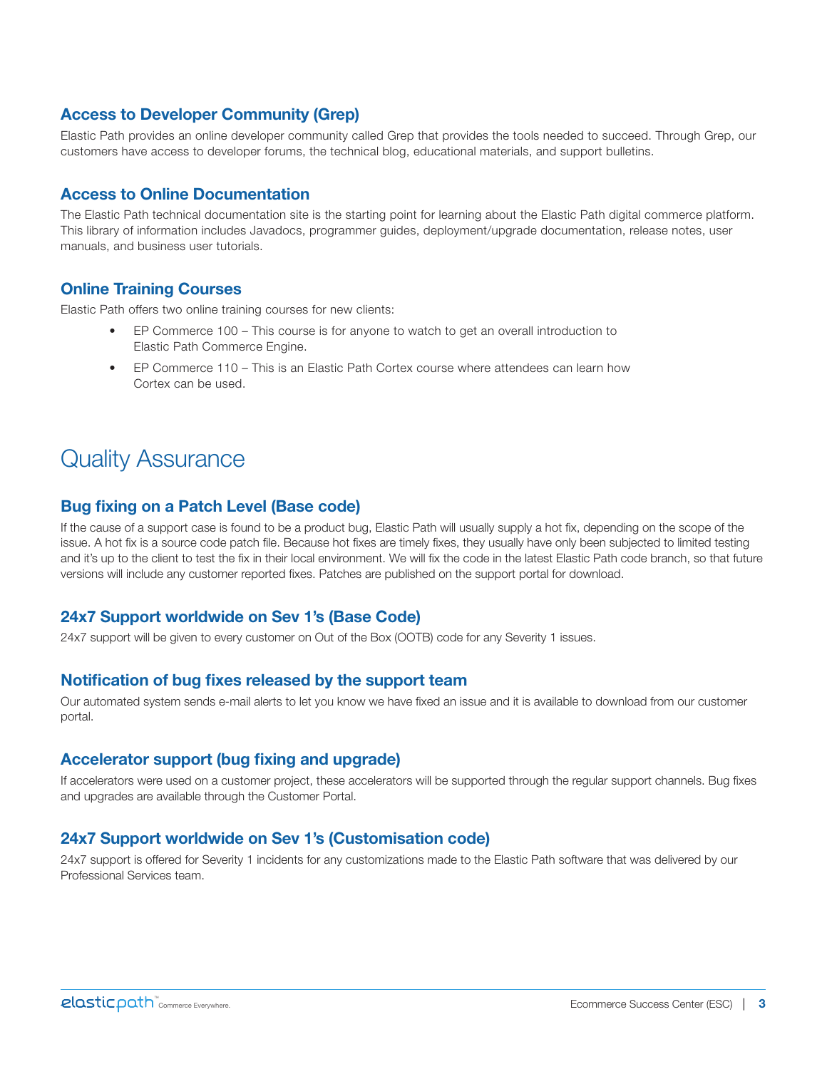### Access to Developer Community (Grep)

Elastic Path provides an online developer community called Grep that provides the tools needed to succeed. Through Grep, our customers have access to developer forums, the technical blog, educational materials, and support bulletins.

### Access to Online Documentation

The Elastic Path technical documentation site is the starting point for learning about the Elastic Path digital commerce platform. This library of information includes Javadocs, programmer guides, deployment/upgrade documentation, release notes, user manuals, and business user tutorials.

### Online Training Courses

Elastic Path offers two online training courses for new clients:

- EP Commerce 100 – This course is for anyone to watch to get an overall introduction to Elastic Path Commerce Engine.
- EP Commerce 110 – This is an Elastic Path Cortex course where attendees can learn how Cortex can be used.

## Quality Assurance

### Bug fixing on a Patch Level (Base code)

If the cause of a support case is found to be a product bug, Elastic Path will usually supply a hot fix, depending on the scope of the issue. A hot fix is a source code patch file. Because hot fixes are timely fixes, they usually have only been subjected to limited testing and it's up to the client to test the fix in their local environment. We will fix the code in the latest Elastic Path code branch, so that future versions will include any customer reported fixes. Patches are published on the support portal for download.

### 24x7 Support worldwide on Sev 1's (Base Code)

24x7 support will be given to every customer on Out of the Box (OOTB) code for any Severity 1 issues.

### Notification of bug fixes released by the support team

Our automated system sends e-mail alerts to let you know we have fixed an issue and it is available to download from our customer portal.

### Accelerator support (bug fixing and upgrade)

If accelerators were used on a customer project, these accelerators will be supported through the regular support channels. Bug fixes and upgrades are available through the Customer Portal.

### 24x7 Support worldwide on Sev 1's (Customisation code)

24x7 support is offered for Severity 1 incidents for any customizations made to the Elastic Path software that was delivered by our Professional Services team.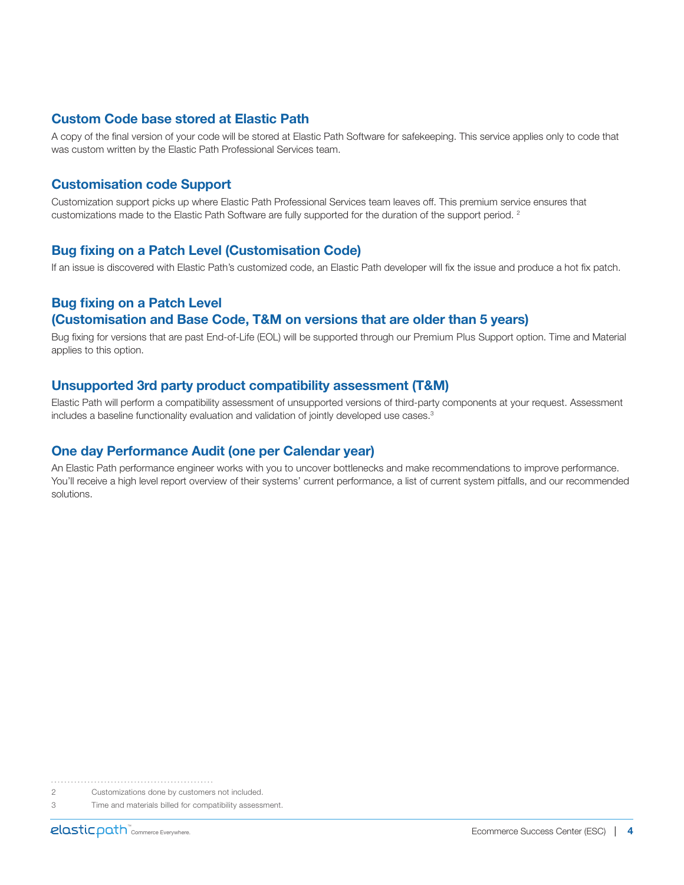## Custom Code base stored at Elastic Path

A copy of the final version of your code will be stored at Elastic Path Software for safekeeping. This service applies only to code that was custom written by the Elastic Path Professional Services team.

## Customisation code Support

Customization support picks up where Elastic Path Professional Services team leaves off. This premium service ensures that customizations made to the Elastic Path Software are fully supported for the duration of the support period. [2]

## Bug fixing on a Patch Level (Customisation Code)

If an issue is discovered with Elastic Path's customized code, an Elastic Path developer will fix the issue and produce a hot fix patch.

## Bug fixing on a Patch Level (Customisation and Base Code, T&M on versions that are older than 5 years)

Bug fixing for versions that are past End-of-Life (EOL) will be supported through our Premium Plus Support option. Time and Material applies to this option.

## Unsupported 3rd party product compatibility assessment (T&M)

Elastic Path will perform a compatibility assessment of unsupported versions of third-party components at your request. Assessment includes a baseline functionality evaluation and validation of jointly developed use cases.[3]

## One day Performance Audit (one per Calendar year)

An Elastic Path performance engineer works with you to uncover bottlenecks and make recommendations to improve performance. You'll receive a high level report overview of their systems' current performance, a list of current system pitfalls, and our recommended solutions.

---

2 Customizations done by customers not included.

3 Time and materials billed for compatibility assessment.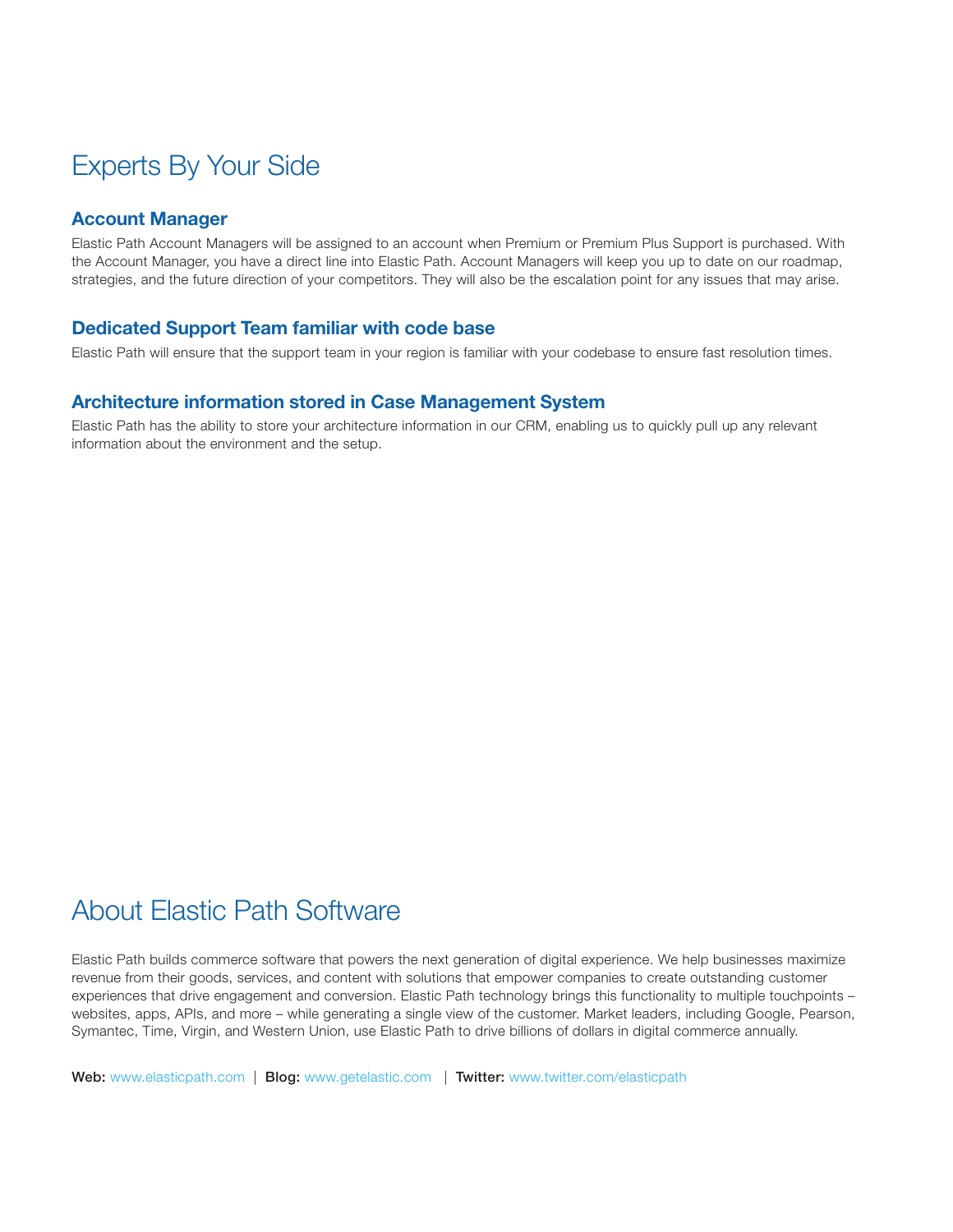# Experts By Your Side

### Account Manager

Elastic Path Account Managers will be assigned to an account when Premium or Premium Plus Support is purchased. With the Account Manager, you have a direct line into Elastic Path. Account Managers will keep you up to date on our roadmap, strategies, and the future direction of your competitors. They will also be the escalation point for any issues that may arise.

### Dedicated Support Team familiar with code base

Elastic Path will ensure that the support team in your region is familiar with your codebase to ensure fast resolution times.

### Architecture information stored in Case Management System

Elastic Path has the ability to store your architecture information in our CRM, enabling us to quickly pull up any relevant information about the environment and the setup.

# About Elastic Path Software

Elastic Path builds commerce software that powers the next generation of digital experience. We help businesses maximize revenue from their goods, services, and content with solutions that empower companies to create outstanding customer experiences that drive engagement and conversion. Elastic Path technology brings this functionality to multiple touchpoints – websites, apps, APIs, and more – while generating a single view of the customer. Market leaders, including Google, Pearson, Symantec, Time, Virgin, and Western Union, use Elastic Path to drive billions of dollars in digital commerce annually.

**Web:** www.elasticpath.com | **Blog:** www.getelastic.com | **Twitter:** www.twitter.com/elasticpath